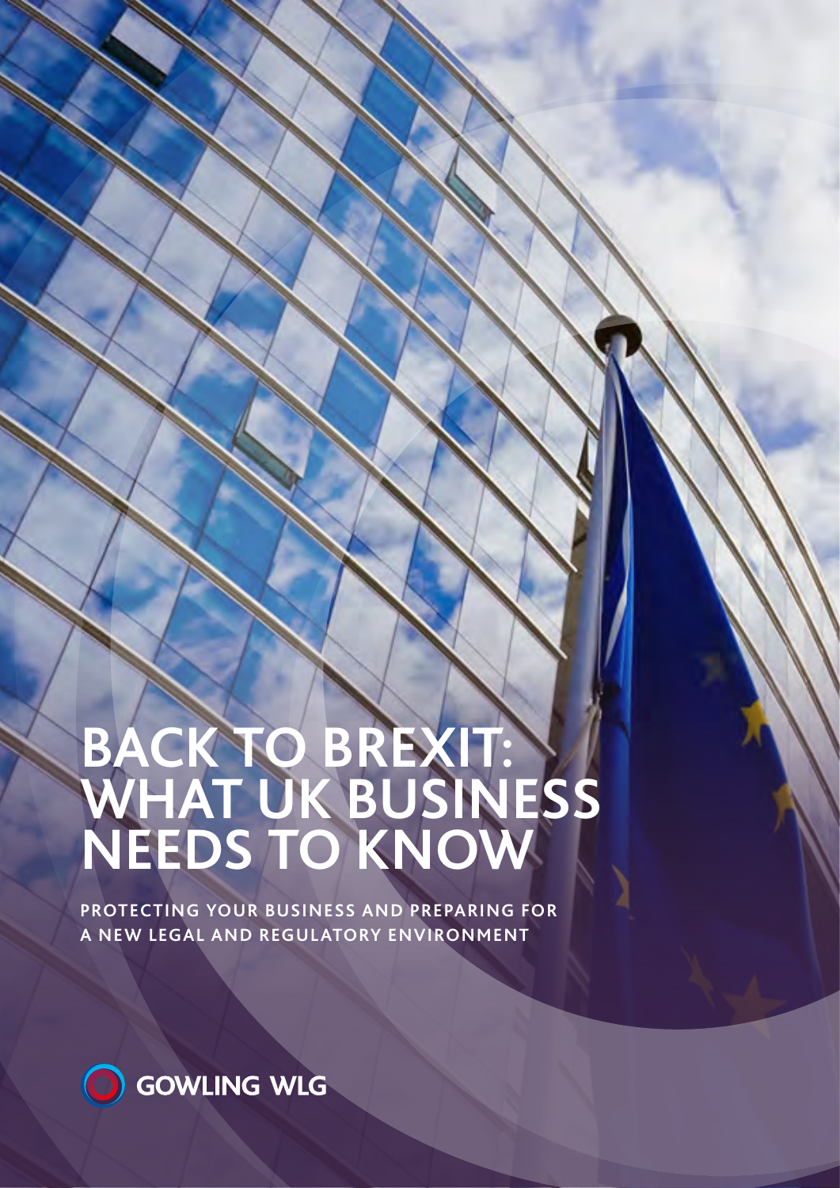# BACK TO BREXIT: WHAT UK BUSINESS NEEDS TO KNOW

**PROTECTING YOUR BUSINESS AND PREPARING FOR A NEW LEGAL AND REGULATORY ENVIRONMENT**

GOWLING WLG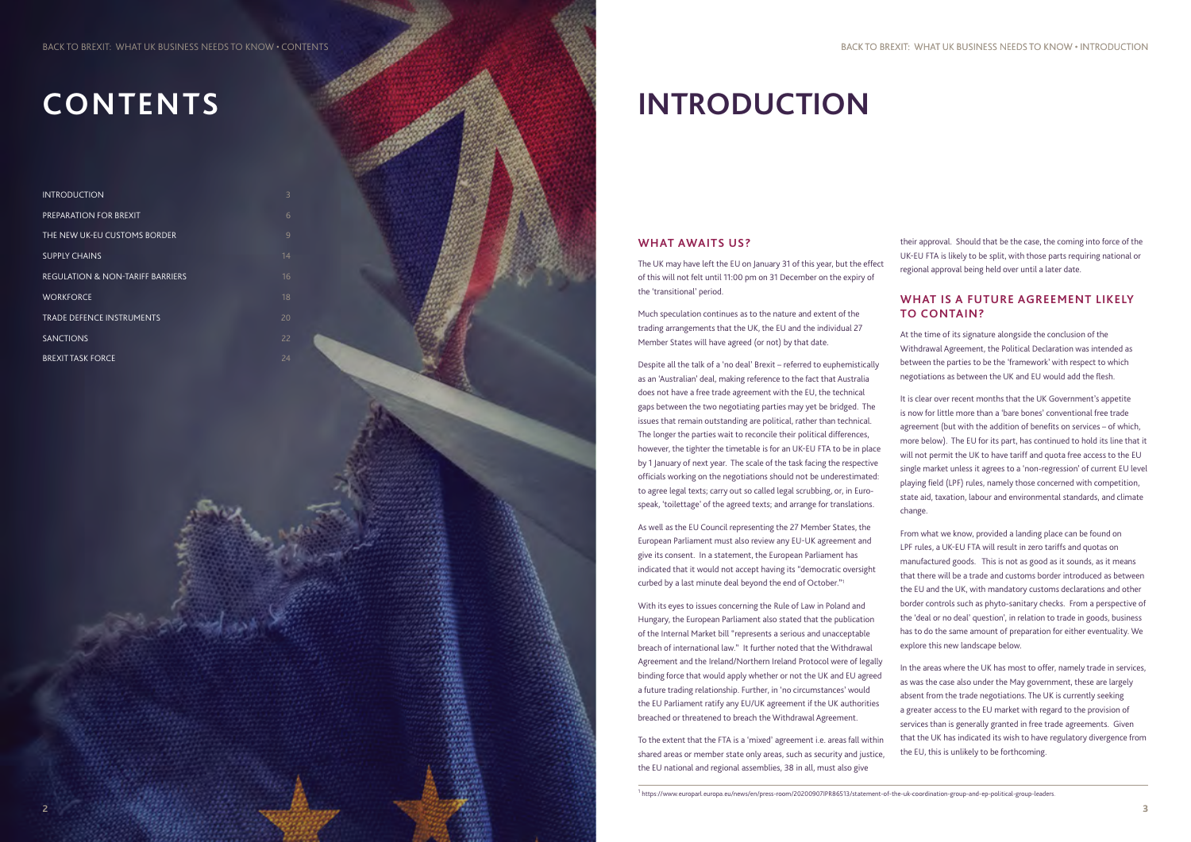# CONTENTS

| | |
|---|---|
| INTRODUCTION | 3 |
| PREPARATION FOR BREXIT | 6 |
| THE NEW UK-EU CUSTOMS BORDER | 9 |
| SUPPLY CHAINS | 14 |
| REGULATION & NON-TARIFF BARRIERS | 16 |
| WORKFORCE | 18 |
| TRADE DEFENCE INSTRUMENTS | 20 |
| SANCTIONS | 22 |
| BREXIT TASK FORCE | 24 |

# INTRODUCTION

## WHAT AWAITS US?

The UK may have left the EU on January 31 of this year, but the effect of this will not felt until 11:00 pm on 31 December on the expiry of the 'transitional' period.

Much speculation continues as to the nature and extent of the trading arrangements that the UK, the EU and the individual 27 Member States will have agreed (or not) by that date.

Despite all the talk of a 'no deal' Brexit – referred to euphemistically as an 'Australian' deal, making reference to the fact that Australia does not have a free trade agreement with the EU, the technical gaps between the two negotiating parties may yet be bridged. The issues that remain outstanding are political, rather than technical. The longer the parties wait to reconcile their political differences, however, the tighter the timetable is for an UK-EU FTA to be in place by 1 January of next year. The scale of the task facing the respective officials working on the negotiations should not be underestimated: to agree legal texts; carry out so called legal scrubbing, or, in Euro-speak, 'toilettage' of the agreed texts; and arrange for translations.

As well as the EU Council representing the 27 Member States, the European Parliament must also review any EU-UK agreement and give its consent. In a statement, the European Parliament has indicated that it would not accept having its "democratic oversight curbed by a last minute deal beyond the end of October."[1]

With its eyes to issues concerning the Rule of Law in Poland and Hungary, the European Parliament also stated that the publication of the Internal Market bill "represents a serious and unacceptable breach of international law." It further noted that the Withdrawal Agreement and the Ireland/Northern Ireland Protocol were of legally binding force that would apply whether or not the UK and EU agreed a future trading relationship. Further, in 'no circumstances' would the EU Parliament ratify any EU/UK agreement if the UK authorities breached or threatened to breach the Withdrawal Agreement.

To the extent that the FTA is a 'mixed' agreement i.e. areas fall within shared areas or member state only areas, such as security and justice, the EU national and regional assemblies, 38 in all, must also give their approval. Should that be the case, the coming into force of the UK-EU FTA is likely to be split, with those parts requiring national or regional approval being held over until a later date.

## WHAT IS A FUTURE AGREEMENT LIKELY TO CONTAIN?

At the time of its signature alongside the conclusion of the Withdrawal Agreement, the Political Declaration was intended as between the parties to be the 'framework' with respect to which negotiations as between the UK and EU would add the flesh.

It is clear over recent months that the UK Government's appetite is now for little more than a 'bare bones' conventional free trade agreement (but with the addition of benefits on services – of which, more below). The EU for its part, has continued to hold its line that it will not permit the UK to have tariff and quota free access to the EU single market unless it agrees to a 'non-regression' of current EU level playing field (LPF) rules, namely those concerned with competition, state aid, taxation, labour and environmental standards, and climate change.

From what we know, provided a landing place can be found on LPF rules, a UK-EU FTA will result in zero tariffs and quotas on manufactured goods. This is not as good as it sounds, as it means that there will be a trade and customs border introduced as between the EU and the UK, with mandatory customs declarations and other border controls such as phyto-sanitary checks. From a perspective of the 'deal or no deal' question', in relation to trade in goods, business has to do the same amount of preparation for either eventuality. We explore this new landscape below.

In the areas where the UK has most to offer, namely trade in services, as was the case also under the May government, these are largely absent from the trade negotiations. The UK is currently seeking a greater access to the EU market with regard to the provision of services than is generally granted in free trade agreements. Given that the UK has indicated its wish to have regulatory divergence from the EU, this is unlikely to be forthcoming.

[1] https://www.europarl.europa.eu/news/en/press-room/20200907IPR86513/statement-of-the-uk-coordination-group-and-ep-political-group-leaders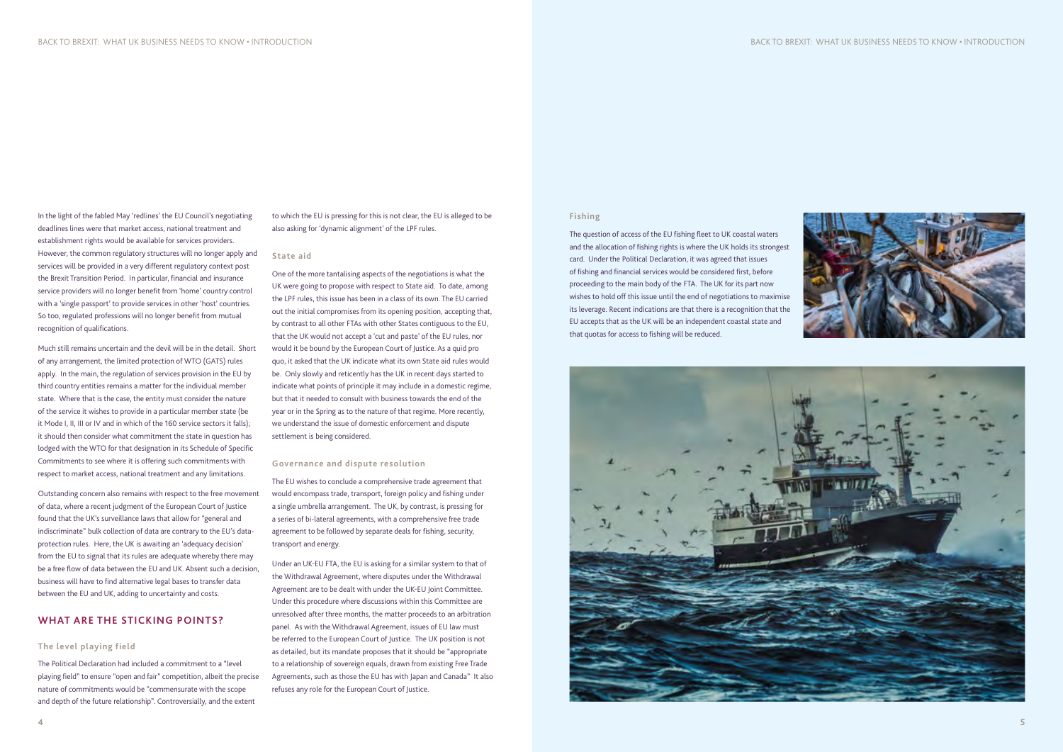In the light of the fabled May 'redlines' the EU Council's negotiating deadlines lines were that market access, national treatment and establishment rights would be available for services providers. However, the common regulatory structures will no longer apply and services will be provided in a very different regulatory context post the Brexit Transition Period. In particular, financial and insurance service providers will no longer benefit from 'home' country control with a 'single passport' to provide services in other 'host' countries. So too, regulated professions will no longer benefit from mutual recognition of qualifications.

Much still remains uncertain and the devil will be in the detail. Short of any arrangement, the limited protection of WTO (GATS) rules apply. In the main, the regulation of services provision in the EU by third country entities remains a matter for the individual member state. Where that is the case, the entity must consider the nature of the service it wishes to provide in a particular member state (be it Mode I, II, III or IV and in which of the 160 service sectors it falls); it should then consider what commitment the state in question has lodged with the WTO for that designation in its Schedule of Specific Commitments to see where it is offering such commitments with respect to market access, national treatment and any limitations.

Outstanding concern also remains with respect to the free movement of data, where a recent judgment of the European Court of Justice found that the UK's surveillance laws that allow for "general and indiscriminate" bulk collection of data are contrary to the EU's data-protection rules. Here, the UK is awaiting an 'adequacy decision' from the EU to signal that its rules are adequate whereby there may be a free flow of data between the EU and UK. Absent such a decision, business will have to find alternative legal bases to transfer data between the EU and UK, adding to uncertainty and costs.

## WHAT ARE THE STICKING POINTS?

### The level playing field

The Political Declaration had included a commitment to a "level playing field" to ensure "open and fair" competition, albeit the precise nature of commitments would be "commensurate with the scope and depth of the future relationship". Controversially, and the extent to which the EU is pressing for this is not clear, the EU is alleged to be also asking for 'dynamic alignment' of the LPF rules.

### State aid

One of the more tantalising aspects of the negotiations is what the UK were going to propose with respect to State aid. To date, among the LPF rules, this issue has been in a class of its own. The EU carried out the initial compromises from its opening position, accepting that, by contrast to all other FTAs with other States contiguous to the EU, that the UK would not accept a 'cut and paste' of the EU rules, nor would it be bound by the European Court of Justice. As a quid pro quo, it asked that the UK indicate what its own State aid rules would be. Only slowly and reticently has the UK in recent days started to indicate what points of principle it may include in a domestic regime, but that it needed to consult with business towards the end of the year or in the Spring as to the nature of that regime. More recently, we understand the issue of domestic enforcement and dispute settlement is being considered.

### Governance and dispute resolution

The EU wishes to conclude a comprehensive trade agreement that would encompass trade, transport, foreign policy and fishing under a single umbrella arrangement. The UK, by contrast, is pressing for a series of bi-lateral agreements, with a comprehensive free trade agreement to be followed by separate deals for fishing, security, transport and energy.

Under an UK-EU FTA, the EU is asking for a similar system to that of the Withdrawal Agreement, where disputes under the Withdrawal Agreement are to be dealt with under the UK-EU Joint Committee. Under this procedure where discussions within this Committee are unresolved after three months, the matter proceeds to an arbitration panel. As with the Withdrawal Agreement, issues of EU law must be referred to the European Court of Justice. The UK position is not as detailed, but its mandate proposes that it should be "appropriate to a relationship of sovereign equals, drawn from existing Free Trade Agreements, such as those the EU has with Japan and Canada" It also refuses any role for the European Court of Justice.

### Fishing

The question of access of the EU fishing fleet to UK coastal waters and the allocation of fishing rights is where the UK holds its strongest card. Under the Political Declaration, it was agreed that issues of fishing and financial services would be considered first, before proceeding to the main body of the FTA. The UK for its part now wishes to hold off this issue until the end of negotiations to maximise its leverage. Recent indications are that there is a recognition that the EU accepts that as the UK will be an independent coastal state and that quotas for access to fishing will be reduced.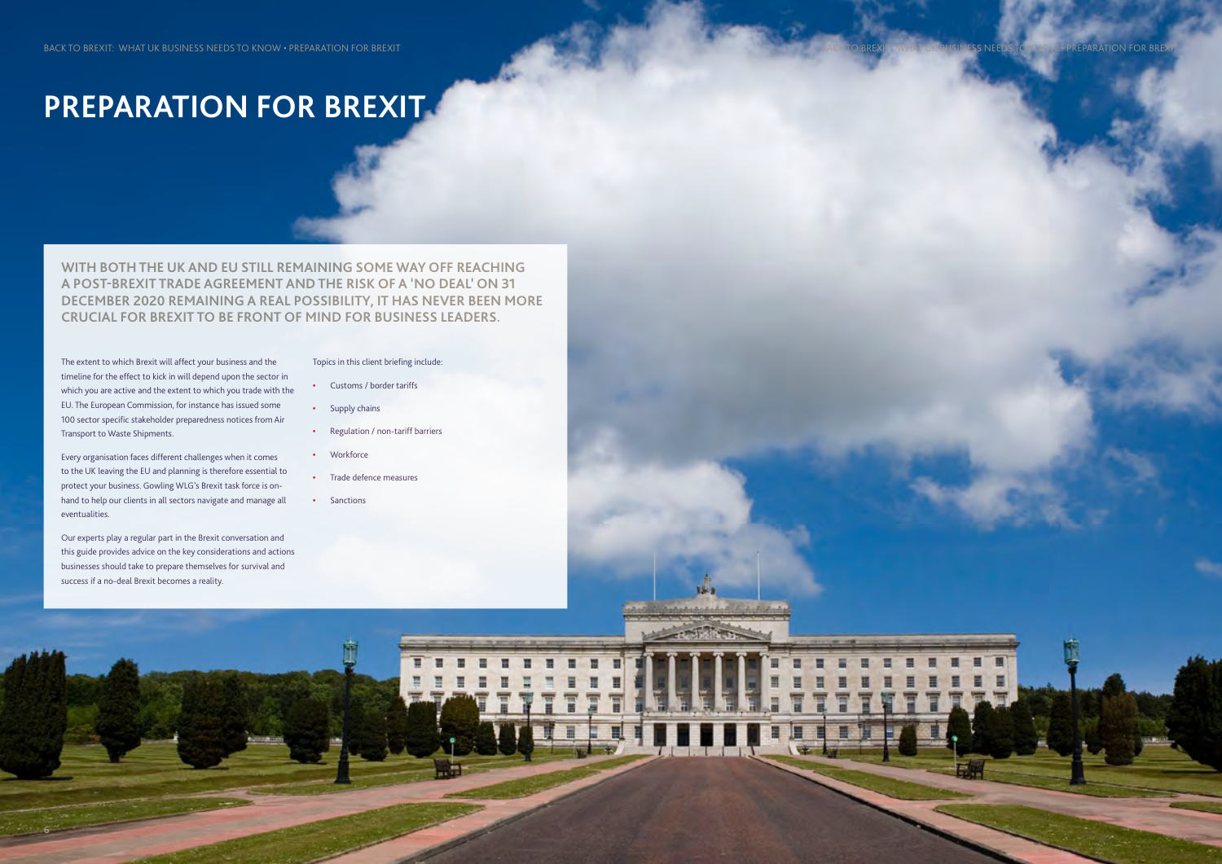# PREPARATION FOR BREXIT

**WITH BOTH THE UK AND EU STILL REMAINING SOME WAY OFF REACHING A POST-BREXIT TRADE AGREEMENT AND THE RISK OF A 'NO DEAL' ON 31 DECEMBER 2020 REMAINING A REAL POSSIBILITY, IT HAS NEVER BEEN MORE CRUCIAL FOR BREXIT TO BE FRONT OF MIND FOR BUSINESS LEADERS.**

The extent to which Brexit will affect your business and the timeline for the effect to kick in will depend upon the sector in which you are active and the extent to which you trade with the EU. The European Commission, for instance has issued some 100 sector specific stakeholder preparedness notices from Air Transport to Waste Shipments.

Every organisation faces different challenges when it comes to the UK leaving the EU and planning is therefore essential to protect your business. Gowling WLG's Brexit task force is on-hand to help our clients in all sectors navigate and manage all eventualities.

Our experts play a regular part in the Brexit conversation and this guide provides advice on the key considerations and actions businesses should take to prepare themselves for survival and success if a no-deal Brexit becomes a reality.

Topics in this client briefing include:

- Customs / border tariffs
- Supply chains
- Regulation / non-tariff barriers
- Workforce
- Trade defence measures
- Sanctions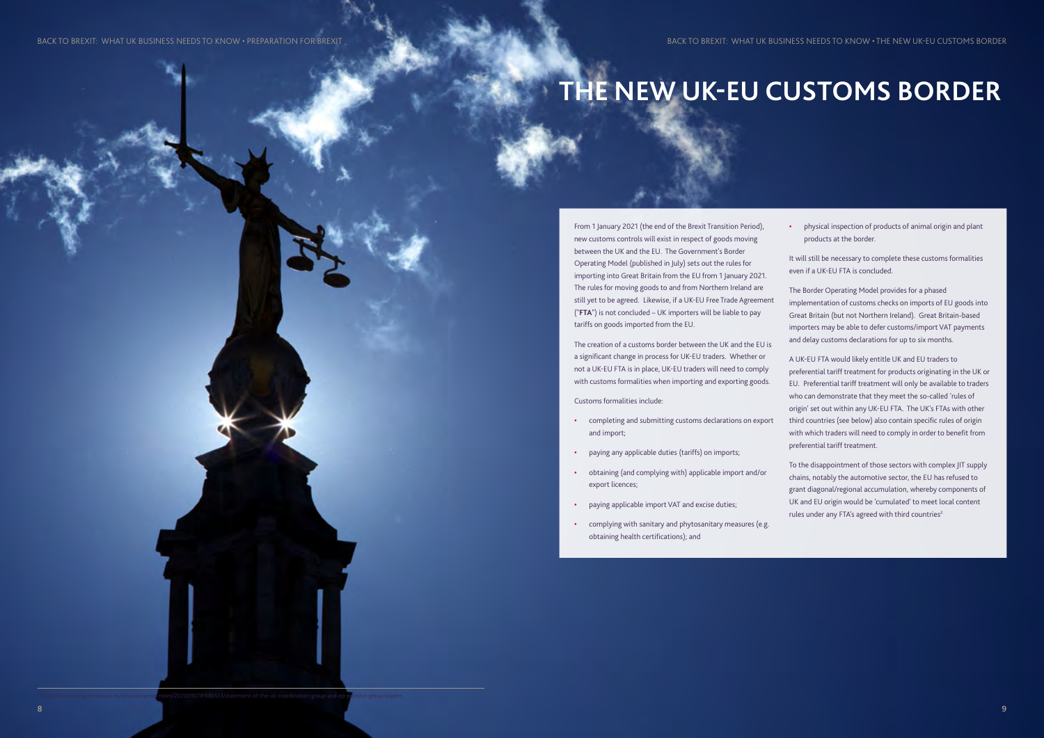# THE NEW UK-EU CUSTOMS BORDER

From 1 January 2021 (the end of the Brexit Transition Period), new customs controls will exist in respect of goods moving between the UK and the EU. The Government's Border Operating Model (published in July) sets out the rules for importing into Great Britain from the EU from 1 January 2021. The rules for moving goods to and from Northern Ireland are still yet to be agreed. Likewise, if a UK-EU Free Trade Agreement ("**FTA**") is not concluded – UK importers will be liable to pay tariffs on goods imported from the EU.

The creation of a customs border between the UK and the EU is a significant change in process for UK-EU traders. Whether or not a UK-EU FTA is in place, UK-EU traders will need to comply with customs formalities when importing and exporting goods.

Customs formalities include:

- completing and submitting customs declarations on export and import;
- paying any applicable duties (tariffs) on imports;
- obtaining (and complying with) applicable import and/or export licences;
- paying applicable import VAT and excise duties;
- complying with sanitary and phytosanitary measures (e.g. obtaining health certifications); and
- physical inspection of products of animal origin and plant products at the border.

It will still be necessary to complete these customs formalities even if a UK-EU FTA is concluded.

The Border Operating Model provides for a phased implementation of customs checks on imports of EU goods into Great Britain (but not Northern Ireland). Great Britain-based importers may be able to defer customs/import VAT payments and delay customs declarations for up to six months.

A UK-EU FTA would likely entitle UK and EU traders to preferential tariff treatment for products originating in the UK or EU. Preferential tariff treatment will only be available to traders who can demonstrate that they meet the so-called 'rules of origin' set out within any UK-EU FTA. The UK's FTAs with other third countries (see below) also contain specific rules of origin with which traders will need to comply in order to benefit from preferential tariff treatment.

To the disappointment of those sectors with complex JIT supply chains, notably the automotive sector, the EU has refused to grant diagonal/regional accumulation, whereby components of UK and EU origin would be 'cumulated' to meet local content rules under any FTA's agreed with third countries[2]

[2] https://www.europarl.europa.eu/news/en/press-room/20200907IPR86513/statement-of-the-uk-coordination-group-and-ep-political-group-leaders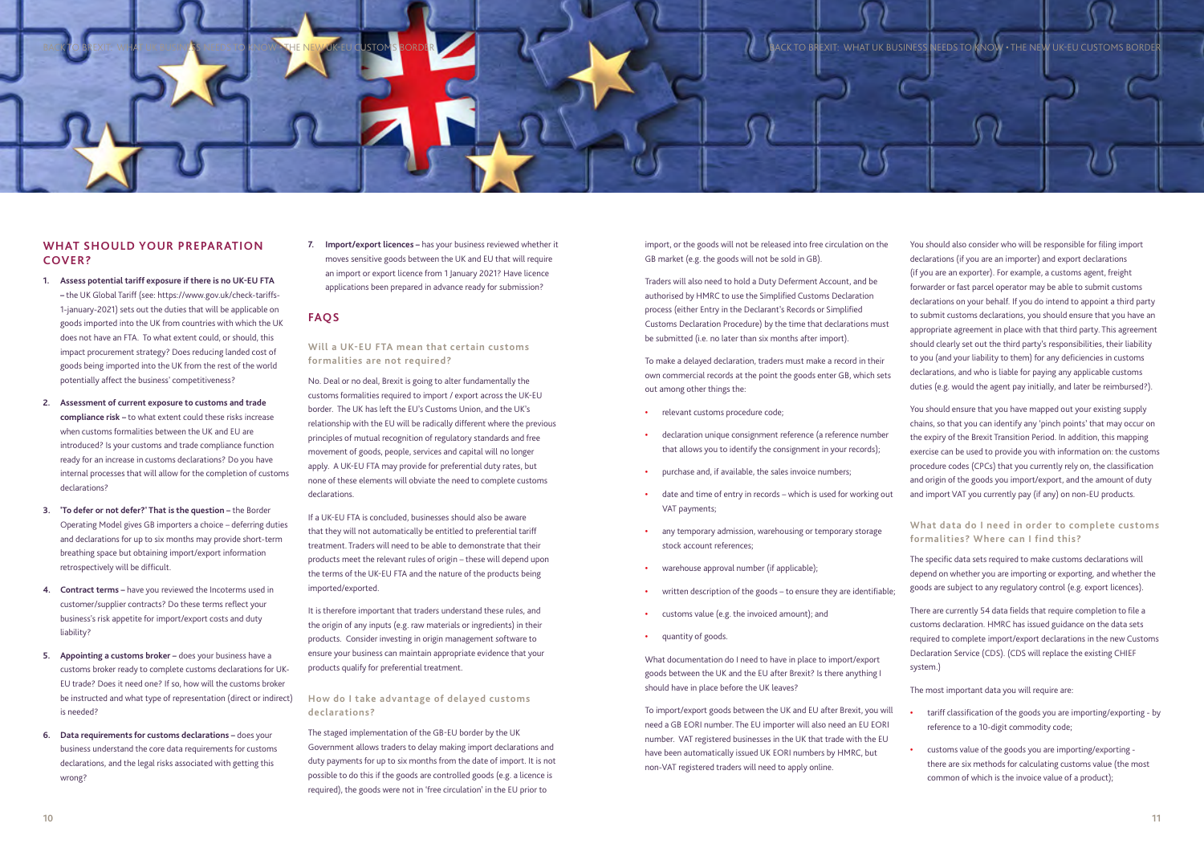## WHAT SHOULD YOUR PREPARATION COVER?

1. **Assess potential tariff exposure if there is no UK-EU FTA** – the UK Global Tariff (see: https://www.gov.uk/check-tariffs-1-january-2021) sets out the duties that will be applicable on goods imported into the UK from countries with which the UK does not have an FTA. To what extent could, or should, this impact procurement strategy? Does reducing landed cost of goods being imported into the UK from the rest of the world potentially affect the business' competitiveness?

2. **Assessment of current exposure to customs and trade compliance risk** – to what extent could these risks increase when customs formalities between the UK and EU are introduced? Is your customs and trade compliance function ready for an increase in customs declarations? Do you have internal processes that will allow for the completion of customs declarations?

3. **'To defer or not defer?' That is the question** – the Border Operating Model gives GB importers a choice – deferring duties and declarations for up to six months may provide short-term breathing space but obtaining import/export information retrospectively will be difficult.

4. **Contract terms** – have you reviewed the Incoterms used in customer/supplier contracts? Do these terms reflect your business's risk appetite for import/export costs and duty liability?

5. **Appointing a customs broker** – does your business have a customs broker ready to complete customs declarations for UK-EU trade? Does it need one? If so, how will the customs broker be instructed and what type of representation (direct or indirect) is needed?

6. **Data requirements for customs declarations** – does your business understand the core data requirements for customs declarations, and the legal risks associated with getting this wrong?

7. **Import/export licences** – has your business reviewed whether it moves sensitive goods between the UK and EU that will require an import or export licence from 1 January 2021? Have licence applications been prepared in advance ready for submission?

## FAQS

### Will a UK-EU FTA mean that certain customs formalities are not required?

No. Deal or no deal, Brexit is going to alter fundamentally the customs formalities required to import / export across the UK-EU border. The UK has left the EU's Customs Union, and the UK's relationship with the EU will be radically different where the previous principles of mutual recognition of regulatory standards and free movement of goods, people, services and capital will no longer apply. A UK-EU FTA may provide for preferential duty rates, but none of these elements will obviate the need to complete customs declarations.

If a UK-EU FTA is concluded, businesses should also be aware that they will not automatically be entitled to preferential tariff treatment. Traders will need to be able to demonstrate that their products meet the relevant rules of origin – these will depend upon the terms of the UK-EU FTA and the nature of the products being imported/exported.

It is therefore important that traders understand these rules, and the origin of any inputs (e.g. raw materials or ingredients) in their products. Consider investing in origin management software to ensure your business can maintain appropriate evidence that your products qualify for preferential treatment.

### How do I take advantage of delayed customs declarations?

The staged implementation of the GB-EU border by the UK Government allows traders to delay making import declarations and duty payments for up to six months from the date of import. It is not possible to do this if the goods are controlled goods (e.g. a licence is required), the goods were not in 'free circulation' in the EU prior to import, or the goods will not be released into free circulation on the GB market (e.g. the goods will not be sold in GB).

Traders will also need to hold a Duty Deferment Account, and be authorised by HMRC to use the Simplified Customs Declaration process (either Entry in the Declarant's Records or Simplified Customs Declaration Procedure) by the time that declarations must be submitted (i.e. no later than six months after import).

To make a delayed declaration, traders must make a record in their own commercial records at the point the goods enter GB, which sets out among other things the:

- relevant customs procedure code;
- declaration unique consignment reference (a reference number that allows you to identify the consignment in your records);
- purchase and, if available, the sales invoice numbers;
- date and time of entry in records – which is used for working out VAT payments;
- any temporary admission, warehousing or temporary storage stock account references;
- warehouse approval number (if applicable);
- written description of the goods – to ensure they are identifiable;
- customs value (e.g. the invoiced amount); and
- quantity of goods.

What documentation do I need to have in place to import/export goods between the UK and the EU after Brexit? Is there anything I should have in place before the UK leaves?

To import/export goods between the UK and EU after Brexit, you will need a GB EORI number. The EU importer will also need an EU EORI number. VAT registered businesses in the UK that trade with the EU have been automatically issued UK EORI numbers by HMRC, but non-VAT registered traders will need to apply online.

You should also consider who will be responsible for filing import declarations (if you are an importer) and export declarations (if you are an exporter). For example, a customs agent, freight forwarder or fast parcel operator may be able to submit customs declarations on your behalf. If you do intend to appoint a third party to submit customs declarations, you should ensure that you have an appropriate agreement in place with that third party. This agreement should clearly set out the third party's responsibilities, their liability to you (and your liability to them) for any deficiencies in customs declarations, and who is liable for paying any applicable customs duties (e.g. would the agent pay initially, and later be reimbursed?).

You should ensure that you have mapped out your existing supply chains, so that you can identify any 'pinch points' that may occur on the expiry of the Brexit Transition Period. In addition, this mapping exercise can be used to provide you with information on: the customs procedure codes (CPCs) that you currently rely on, the classification and origin of the goods you import/export, and the amount of duty and import VAT you currently pay (if any) on non-EU products.

### What data do I need in order to complete customs formalities? Where can I find this?

The specific data sets required to make customs declarations will depend on whether you are importing or exporting, and whether the goods are subject to any regulatory control (e.g. export licences).

There are currently 54 data fields that require completion to file a customs declaration. HMRC has issued guidance on the data sets required to complete import/export declarations in the new Customs Declaration Service (CDS). (CDS will replace the existing CHIEF system.)

The most important data you will require are:

- tariff classification of the goods you are importing/exporting - by reference to a 10-digit commodity code;
- customs value of the goods you are importing/exporting - there are six methods for calculating customs value (the most common of which is the invoice value of a product);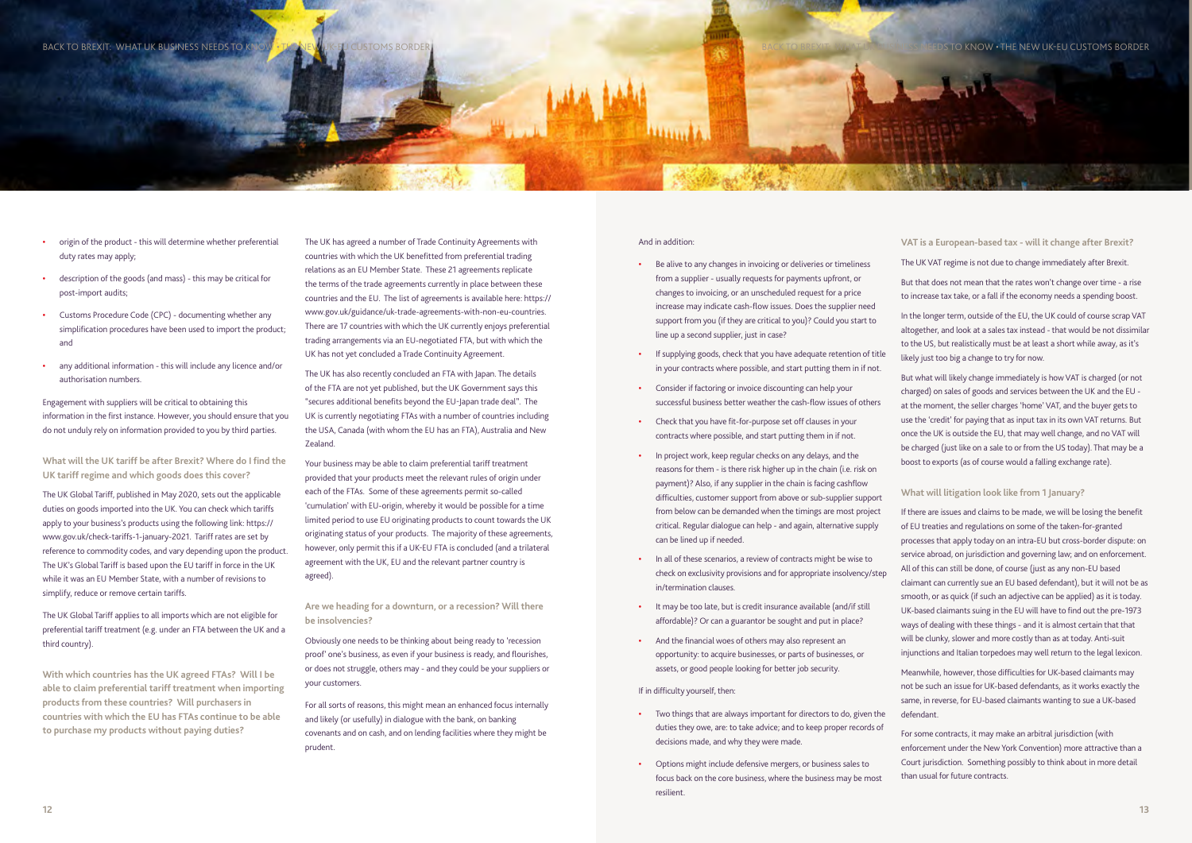- origin of the product - this will determine whether preferential duty rates may apply;
- description of the goods (and mass) - this may be critical for post-import audits;
- Customs Procedure Code (CPC) - documenting whether any simplification procedures have been used to import the product; and
- any additional information - this will include any licence and/or authorisation numbers.

Engagement with suppliers will be critical to obtaining this information in the first instance. However, you should ensure that you do not unduly rely on information provided to you by third parties.

### What will the UK tariff be after Brexit? Where do I find the UK tariff regime and which goods does this cover?

The UK Global Tariff, published in May 2020, sets out the applicable duties on goods imported into the UK. You can check which tariffs apply to your business's products using the following link: https://www.gov.uk/check-tariffs-1-january-2021. Tariff rates are set by reference to commodity codes, and vary depending upon the product. The UK's Global Tariff is based upon the EU tariff in force in the UK while it was an EU Member State, with a number of revisions to simplify, reduce or remove certain tariffs.

The UK Global Tariff applies to all imports which are not eligible for preferential tariff treatment (e.g. under an FTA between the UK and a third country).

### With which countries has the UK agreed FTAs? Will I be able to claim preferential tariff treatment when importing products from these countries? Will purchasers in countries with which the EU has FTAs continue to be able to purchase my products without paying duties?

The UK has agreed a number of Trade Continuity Agreements with countries with which the UK benefitted from preferential trading relations as an EU Member State. These 21 agreements replicate the terms of the trade agreements currently in place between these countries and the EU. The list of agreements is available here: https://www.gov.uk/guidance/uk-trade-agreements-with-non-eu-countries. There are 17 countries with which the UK currently enjoys preferential trading arrangements via an EU-negotiated FTA, but with which the UK has not yet concluded a Trade Continuity Agreement.

The UK has also recently concluded an FTA with Japan. The details of the FTA are not yet published, but the UK Government says this "secures additional benefits beyond the EU-Japan trade deal". The UK is currently negotiating FTAs with a number of countries including the USA, Canada (with whom the EU has an FTA), Australia and New Zealand.

Your business may be able to claim preferential tariff treatment provided that your products meet the relevant rules of origin under each of the FTAs. Some of these agreements permit so-called 'cumulation' with EU-origin, whereby it would be possible for a time limited period to use EU originating products to count towards the UK originating status of your products. The majority of these agreements, however, only permit this if a UK-EU FTA is concluded (and a trilateral agreement with the UK, EU and the relevant partner country is agreed).

### Are we heading for a downturn, or a recession? Will there be insolvencies?

Obviously one needs to be thinking about being ready to 'recession proof' one's business, as even if your business is ready, and flourishes, or does not struggle, others may - and they could be your suppliers or your customers.

For all sorts of reasons, this might mean an enhanced focus internally and likely (or usefully) in dialogue with the bank, on banking covenants and on cash, and on lending facilities where they might be prudent.

And in addition:

- Be alive to any changes in invoicing or deliveries or timeliness from a supplier - usually requests for payments upfront, or changes to invoicing, or an unscheduled request for a price increase may indicate cash-flow issues. Does the supplier need support from you (if they are critical to you)? Could you start to line up a second supplier, just in case?
- If supplying goods, check that you have adequate retention of title in your contracts where possible, and start putting them in if not.
- Consider if factoring or invoice discounting can help your successful business better weather the cash-flow issues of others
- Check that you have fit-for-purpose set off clauses in your contracts where possible, and start putting them in if not.
- In project work, keep regular checks on any delays, and the reasons for them - is there risk higher up in the chain (i.e. risk on payment)? Also, if any supplier in the chain is facing cashflow difficulties, customer support from above or sub-supplier support from below can be demanded when the timings are most project critical. Regular dialogue can help - and again, alternative supply can be lined up if needed.
- In all of these scenarios, a review of contracts might be wise to check on exclusivity provisions and for appropriate insolvency/step in/termination clauses.
- It may be too late, but is credit insurance available (and/if still affordable)? Or can a guarantor be sought and put in place?
- And the financial woes of others may also represent an opportunity: to acquire businesses, or parts of businesses, or assets, or good people looking for better job security.

If in difficulty yourself, then:

- Two things that are always important for directors to do, given the duties they owe, are: to take advice; and to keep proper records of decisions made, and why they were made.
- Options might include defensive mergers, or business sales to focus back on the core business, where the business may be most resilient.

### VAT is a European-based tax - will it change after Brexit?

The UK VAT regime is not due to change immediately after Brexit.

But that does not mean that the rates won't change over time - a rise to increase tax take, or a fall if the economy needs a spending boost.

In the longer term, outside of the EU, the UK could of course scrap VAT altogether, and look at a sales tax instead - that would be not dissimilar to the US, but realistically must be at least a short while away, as it's likely just too big a change to try for now.

But what will likely change immediately is how VAT is charged (or not charged) on sales of goods and services between the UK and the EU - at the moment, the seller charges 'home' VAT, and the buyer gets to use the 'credit' for paying that as input tax in its own VAT returns. But once the UK is outside the EU, that may well change, and no VAT will be charged (just like on a sale to or from the US today). That may be a boost to exports (as of course would a falling exchange rate).

### What will litigation look like from 1 January?

If there are issues and claims to be made, we will be losing the benefit of EU treaties and regulations on some of the taken-for-granted processes that apply today on an intra-EU but cross-border dispute: on service abroad, on jurisdiction and governing law; and on enforcement. All of this can still be done, of course (just as any non-EU based claimant can currently sue an EU based defendant), but it will not be as smooth, or as quick (if such an adjective can be applied) as it is today. UK-based claimants suing in the EU will have to find out the pre-1973 ways of dealing with these things - and it is almost certain that that will be clunky, slower and more costly than as at today. Anti-suit injunctions and Italian torpedoes may well return to the legal lexicon.

Meanwhile, however, those difficulties for UK-based claimants may not be such an issue for UK-based defendants, as it works exactly the same, in reverse, for EU-based claimants wanting to sue a UK-based defendant.

For some contracts, it may make an arbitral jurisdiction (with enforcement under the New York Convention) more attractive than a Court jurisdiction. Something possibly to think about in more detail than usual for future contracts.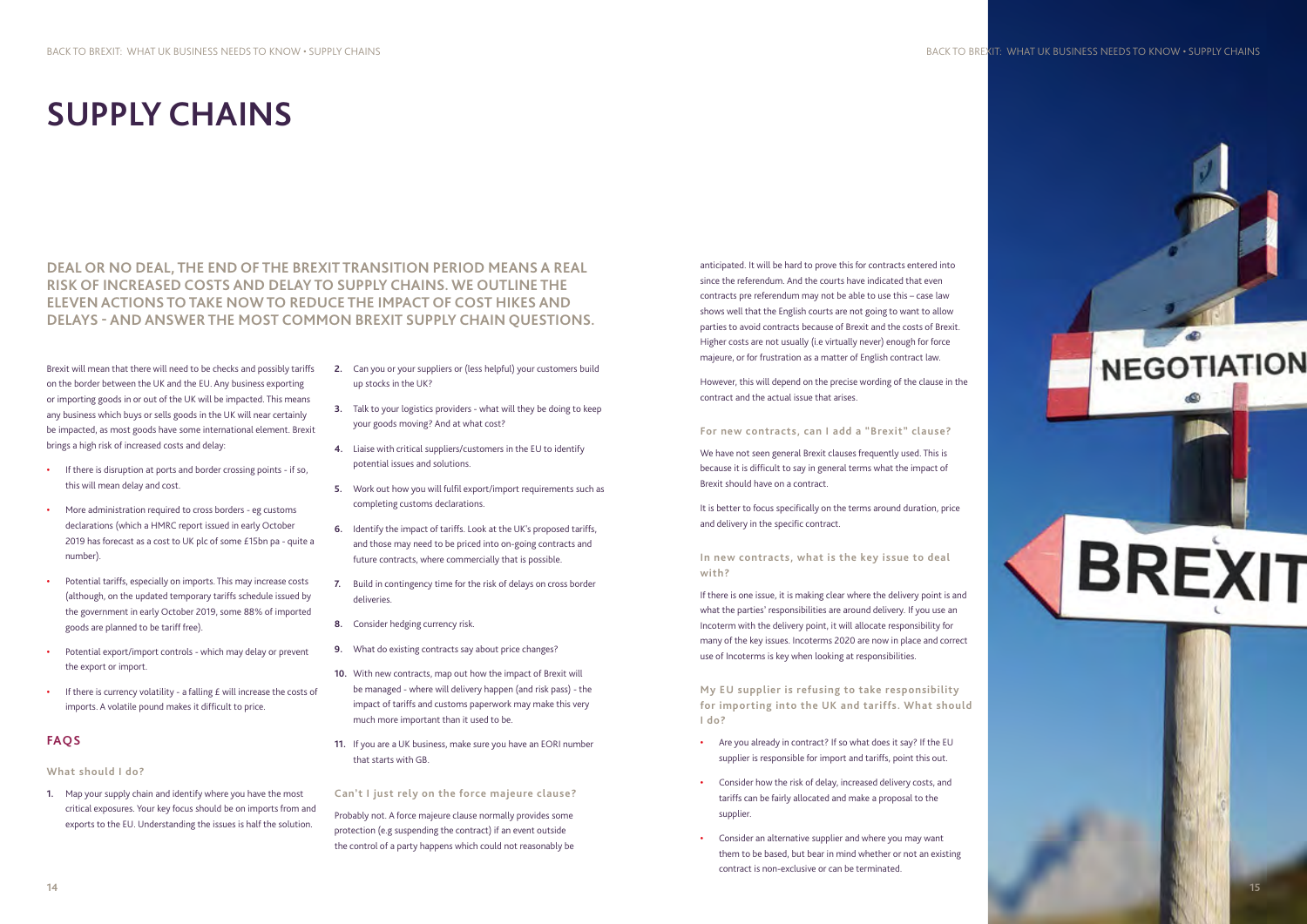# SUPPLY CHAINS

## DEAL OR NO DEAL, THE END OF THE BREXIT TRANSITION PERIOD MEANS A REAL RISK OF INCREASED COSTS AND DELAY TO SUPPLY CHAINS. WE OUTLINE THE ELEVEN ACTIONS TO TAKE NOW TO REDUCE THE IMPACT OF COST HIKES AND DELAYS - AND ANSWER THE MOST COMMON BREXIT SUPPLY CHAIN QUESTIONS.

Brexit will mean that there will need to be checks and possibly tariffs on the border between the UK and the EU. Any business exporting or importing goods in or out of the UK will be impacted. This means any business which buys or sells goods in the UK will near certainly be impacted, as most goods have some international element. Brexit brings a high risk of increased costs and delay:

- If there is disruption at ports and border crossing points - if so, this will mean delay and cost.
- More administration required to cross borders - eg customs declarations (which a HMRC report issued in early October 2019 has forecast as a cost to UK plc of some £15bn pa - quite a number).
- Potential tariffs, especially on imports. This may increase costs (although, on the updated temporary tariffs schedule issued by the government in early October 2019, some 88% of imported goods are planned to be tariff free).
- Potential export/import controls - which may delay or prevent the export or import.
- If there is currency volatility - a falling £ will increase the costs of imports. A volatile pound makes it difficult to price.

## FAQS

### What should I do?

1. Map your supply chain and identify where you have the most critical exposures. Your key focus should be on imports from and exports to the EU. Understanding the issues is half the solution.
2. Can you or your suppliers or (less helpful) your customers build up stocks in the UK?
3. Talk to your logistics providers - what will they be doing to keep your goods moving? And at what cost?
4. Liaise with critical suppliers/customers in the EU to identify potential issues and solutions.
5. Work out how you will fulfil export/import requirements such as completing customs declarations.
6. Identify the impact of tariffs. Look at the UK's proposed tariffs, and those may need to be priced into on-going contracts and future contracts, where commercially that is possible.
7. Build in contingency time for the risk of delays on cross border deliveries.
8. Consider hedging currency risk.
9. What do existing contracts say about price changes?
10. With new contracts, map out how the impact of Brexit will be managed - where will delivery happen (and risk pass) - the impact of tariffs and customs paperwork may make this very much more important than it used to be.
11. If you are a UK business, make sure you have an EORI number that starts with GB.

### Can't I just rely on the force majeure clause?

Probably not. A force majeure clause normally provides some protection (e.g suspending the contract) if an event outside the control of a party happens which could not reasonably be anticipated. It will be hard to prove this for contracts entered into since the referendum. And the courts have indicated that even contracts pre referendum may not be able to use this – case law shows well that the English courts are not going to want to allow parties to avoid contracts because of Brexit and the costs of Brexit. Higher costs are not usually (i.e virtually never) enough for force majeure, or for frustration as a matter of English contract law.

However, this will depend on the precise wording of the clause in the contract and the actual issue that arises.

### For new contracts, can I add a "Brexit" clause?

We have not seen general Brexit clauses frequently used. This is because it is difficult to say in general terms what the impact of Brexit should have on a contract.

It is better to focus specifically on the terms around duration, price and delivery in the specific contract.

### In new contracts, what is the key issue to deal with?

If there is one issue, it is making clear where the delivery point is and what the parties' responsibilities are around delivery. If you use an Incoterm with the delivery point, it will allocate responsibility for many of the key issues. Incoterms 2020 are now in place and correct use of Incoterms is key when looking at responsibilities.

### My EU supplier is refusing to take responsibility for importing into the UK and tariffs. What should I do?

- Are you already in contract? If so what does it say? If the EU supplier is responsible for import and tariffs, point this out.
- Consider how the risk of delay, increased delivery costs, and tariffs can be fairly allocated and make a proposal to the supplier.
- Consider an alternative supplier and where you may want them to be based, but bear in mind whether or not an existing contract is non-exclusive or can be terminated.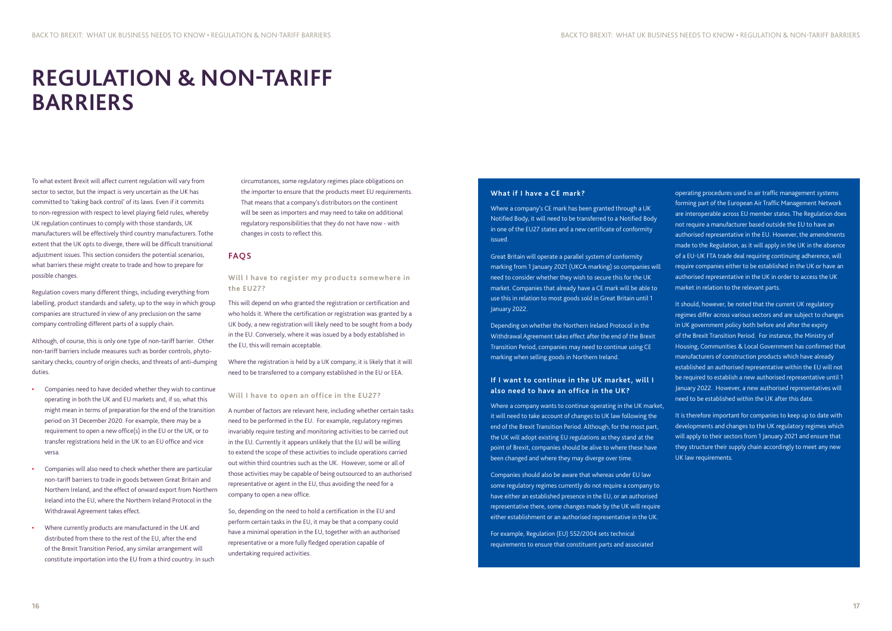# REGULATION & NON-TARIFF BARRIERS

To what extent Brexit will affect current regulation will vary from sector to sector, but the impact is very uncertain as the UK has committed to 'taking back control' of its laws. Even if it commits to non-regression with respect to level playing field rules, whereby UK regulation continues to comply with those standards, UK manufacturers will be effectively third country manufacturers. Tothe extent that the UK opts to diverge, there will be difficult transitional adjustment issues. This section considers the potential scenarios, what barriers these might create to trade and how to prepare for possible changes.

Regulation covers many different things, including everything from labelling, product standards and safety, up to the way in which group companies are structured in view of any preclusion on the same company controlling different parts of a supply chain.

Although, of course, this is only one type of non-tariff barrier. Other non-tariff barriers include measures such as border controls, phyto-sanitary checks, country of origin checks, and threats of anti-dumping duties.

- Companies need to have decided whether they wish to continue operating in both the UK and EU markets and, if so, what this might mean in terms of preparation for the end of the transition period on 31 December 2020. For example, there may be a requirement to open a new office(s) in the EU or the UK, or to transfer registrations held in the UK to an EU office and vice versa.
- Companies will also need to check whether there are particular non-tariff barriers to trade in goods between Great Britain and Northern Ireland, and the effect of onward export from Northern Ireland into the EU, where the Northern Ireland Protocol in the Withdrawal Agreement takes effect.
- Where currently products are manufactured in the UK and distributed from there to the rest of the EU, after the end of the Brexit Transition Period, any similar arrangement will constitute importation into the EU from a third country. In such circumstances, some regulatory regimes place obligations on the importer to ensure that the products meet EU requirements. That means that a company's distributors on the continent will be seen as importers and may need to take on additional regulatory responsibilities that they do not have now - with changes in costs to reflect this.

## FAQS

### Will I have to register my products somewhere in the EU27?

This will depend on who granted the registration or certification and who holds it. Where the certification or registration was granted by a UK body, a new registration will likely need to be sought from a body in the EU. Conversely, where it was issued by a body established in the EU, this will remain acceptable.

Where the registration is held by a UK company, it is likely that it will need to be transferred to a company established in the EU or EEA.

### Will I have to open an office in the EU27?

A number of factors are relevant here, including whether certain tasks need to be performed in the EU. For example, regulatory regimes invariably require testing and monitoring activities to be carried out in the EU. Currently it appears unlikely that the EU will be willing to extend the scope of these activities to include operations carried out within third countries such as the UK. However, some or all of those activities may be capable of being outsourced to an authorised representative or agent in the EU, thus avoiding the need for a company to open a new office.

So, depending on the need to hold a certification in the EU and perform certain tasks in the EU, it may be that a company could have a minimal operation in the EU, together with an authorised representative or a more fully fledged operation capable of undertaking required activities.

### What if I have a CE mark?

Where a company's CE mark has been granted through a UK Notified Body, it will need to be transferred to a Notified Body in one of the EU27 states and a new certificate of conformity issued.

Great Britain will operate a parallel system of conformity marking from 1 January 2021 (UKCA marking) so companies will need to consider whether they wish to secure this for the UK market. Companies that already have a CE mark will be able to use this in relation to most goods sold in Great Britain until 1 January 2022.

Depending on whether the Northern Ireland Protocol in the Withdrawal Agreement takes effect after the end of the Brexit Transition Period, companies may need to continue using CE marking when selling goods in Northern Ireland.

### If I want to continue in the UK market, will I also need to have an office in the UK?

Where a company wants to continue operating in the UK market, it will need to take account of changes to UK law following the end of the Brexit Transition Period. Although, for the most part, the UK will adopt existing EU regulations as they stand at the point of Brexit, companies should be alive to where these have been changed and where they may diverge over time.

Companies should also be aware that whereas under EU law some regulatory regimes currently do not require a company to have either an established presence in the EU, or an authorised representative there, some changes made by the UK will require either establishment or an authorised representative in the UK.

For example, Regulation (EU) 552/2004 sets technical requirements to ensure that constituent parts and associated operating procedures used in air traffic management systems forming part of the European Air Traffic Management Network are interoperable across EU member states. The Regulation does not require a manufacturer based outside the EU to have an authorised representative in the EU. However, the amendments made to the Regulation, as it will apply in the UK in the absence of a EU-UK FTA trade deal requiring continuing adherence, will require companies either to be established in the UK or have an authorised representative in the UK in order to access the UK market in relation to the relevant parts.

It should, however, be noted that the current UK regulatory regimes differ across various sectors and are subject to changes in UK government policy both before and after the expiry of the Brexit Transition Period. For instance, the Ministry of Housing, Communities & Local Government has confirmed that manufacturers of construction products which have already established an authorised representative within the EU will not be required to establish a new authorised representative until 1 January 2022. However, a new authorised representatives will need to be established within the UK after this date.

It is therefore important for companies to keep up to date with developments and changes to the UK regulatory regimes which will apply to their sectors from 1 January 2021 and ensure that they structure their supply chain accordingly to meet any new UK law requirements.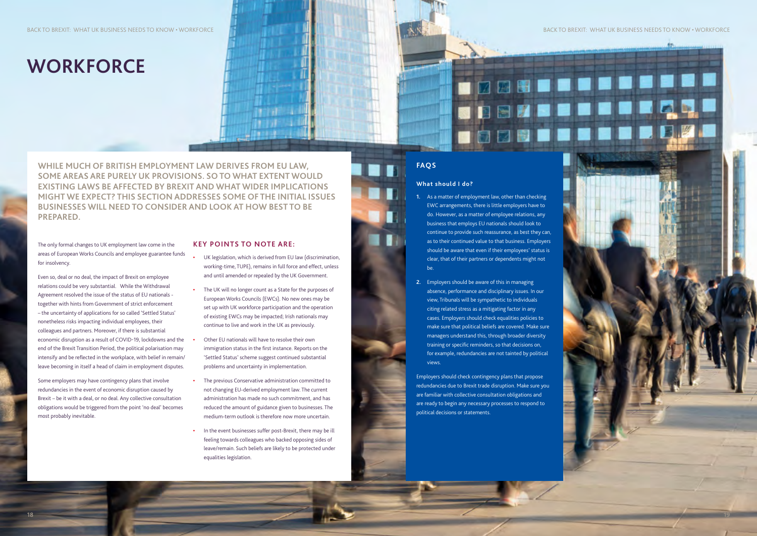# WORKFORCE

**WHILE MUCH OF BRITISH EMPLOYMENT LAW DERIVES FROM EU LAW, SOME AREAS ARE PURELY UK PROVISIONS. SO TO WHAT EXTENT WOULD EXISTING LAWS BE AFFECTED BY BREXIT AND WHAT WIDER IMPLICATIONS MIGHT WE EXPECT? THIS SECTION ADDRESSES SOME OF THE INITIAL ISSUES BUSINESSES WILL NEED TO CONSIDER AND LOOK AT HOW BEST TO BE PREPARED.**

The only formal changes to UK employment law come in the areas of European Works Councils and employee guarantee funds for insolvency.

Even so, deal or no deal, the impact of Brexit on employee relations could be very substantial. While the Withdrawal Agreement resolved the issue of the status of EU nationals - together with hints from Government of strict enforcement – the uncertainty of applications for so called 'Settled Status' nonetheless risks impacting individual employees, their colleagues and partners. Moreover, if there is substantial economic disruption as a result of COVID-19, lockdowns and the end of the Brexit Transition Period, the political polarisation may intensify and be reflected in the workplace, with belief in remain/leave becoming in itself a head of claim in employment disputes.

Some employers may have contingency plans that involve redundancies in the event of economic disruption caused by Brexit – be it with a deal, or no deal. Any collective consultation obligations would be triggered from the point 'no deal' becomes most probably inevitable.

## KEY POINTS TO NOTE ARE:

- UK legislation, which is derived from EU law (discrimination, working-time, TUPE), remains in full force and effect, unless and until amended or repealed by the UK Government.
- The UK will no longer count as a State for the purposes of European Works Councils (EWCs). No new ones may be set up with UK workforce participation and the operation of existing EWCs may be impacted; Irish nationals may continue to live and work in the UK as previously.
- Other EU nationals will have to resolve their own immigration status in the first instance. Reports on the 'Settled Status' scheme suggest continued substantial problems and uncertainty in implementation.
- The previous Conservative administration committed to not changing EU-derived employment law. The current administration has made no such commitment, and has reduced the amount of guidance given to businesses. The medium-term outlook is therefore now more uncertain.
- In the event businesses suffer post-Brexit, there may be ill feeling towards colleagues who backed opposing sides of leave/remain. Such beliefs are likely to be protected under equalities legislation.

## FAQS

### What should I do?

1. As a matter of employment law, other than checking EWC arrangements, there is little employers have to do. However, as a matter of employee relations, any business that employs EU nationals should look to continue to provide such reassurance, as best they can, as to their continued value to that business. Employers should be aware that even if their employees' status is clear, that of their partners or dependents might not be.
2. Employers should be aware of this in managing absence, performance and disciplinary issues. In our view, Tribunals will be sympathetic to individuals citing related stress as a mitigating factor in any cases. Employers should check equalities policies to make sure that political beliefs are covered. Make sure managers understand this, through broader diversity training or specific reminders, so that decisions on, for example, redundancies are not tainted by political views.

Employers should check contingency plans that propose redundancies due to Brexit trade disruption. Make sure you are familiar with collective consultation obligations and are ready to begin any necessary processes to respond to political decisions or statements.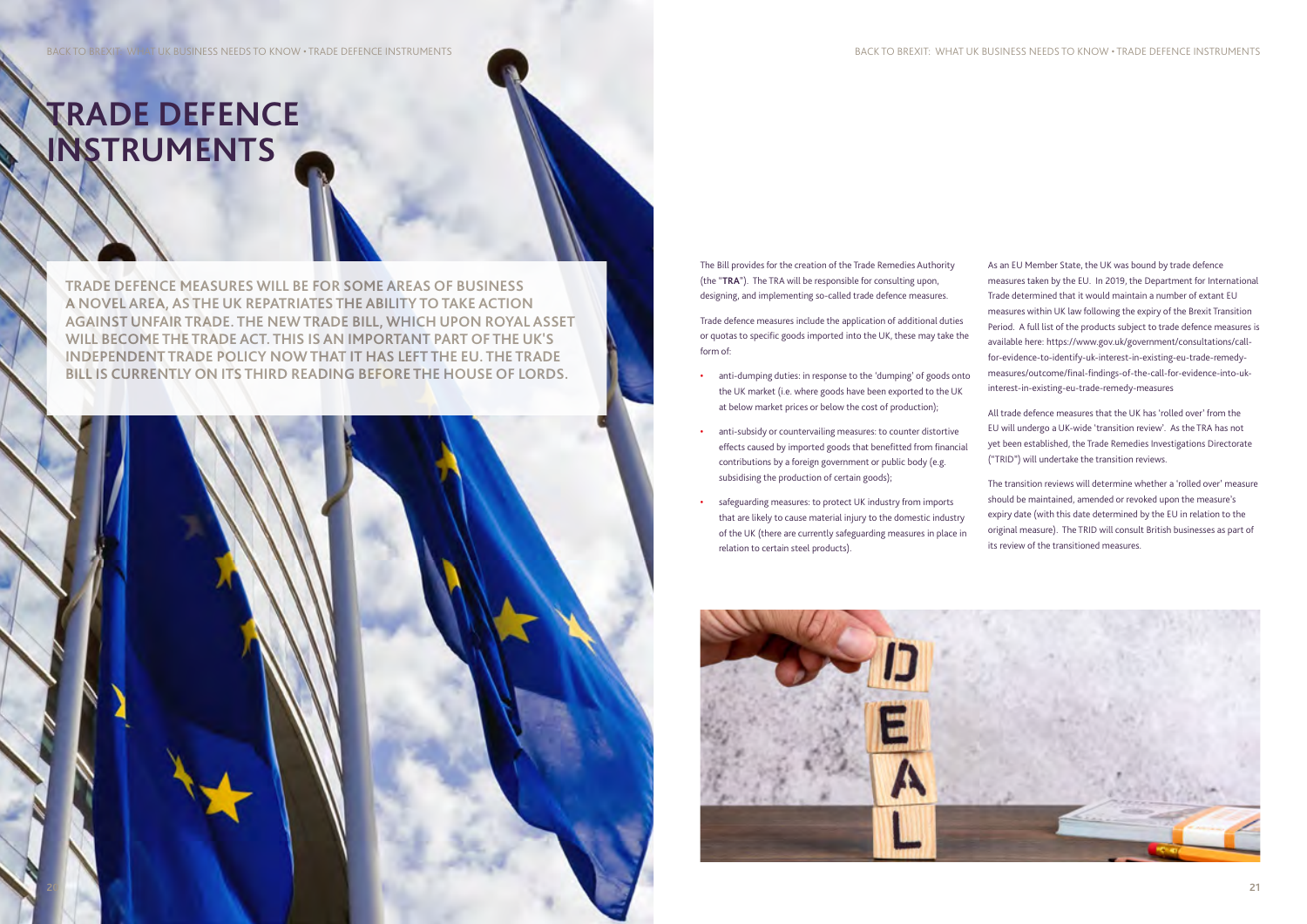# TRADE DEFENCE INSTRUMENTS

**TRADE DEFENCE MEASURES WILL BE FOR SOME AREAS OF BUSINESS A NOVEL AREA, AS THE UK REPATRIATES THE ABILITY TO TAKE ACTION AGAINST UNFAIR TRADE. THE NEW TRADE BILL, WHICH UPON ROYAL ASSET WILL BECOME THE TRADE ACT. THIS IS AN IMPORTANT PART OF THE UK'S INDEPENDENT TRADE POLICY NOW THAT IT HAS LEFT THE EU. THE TRADE BILL IS CURRENTLY ON ITS THIRD READING BEFORE THE HOUSE OF LORDS.**

The Bill provides for the creation of the Trade Remedies Authority (the "**TRA**"). The TRA will be responsible for consulting upon, designing, and implementing so-called trade defence measures.

Trade defence measures include the application of additional duties or quotas to specific goods imported into the UK, these may take the form of:

- anti-dumping duties: in response to the 'dumping' of goods onto the UK market (i.e. where goods have been exported to the UK at below market prices or below the cost of production);
- anti-subsidy or countervailing measures: to counter distortive effects caused by imported goods that benefitted from financial contributions by a foreign government or public body (e.g. subsidising the production of certain goods);
- safeguarding measures: to protect UK industry from imports that are likely to cause material injury to the domestic industry of the UK (there are currently safeguarding measures in place in relation to certain steel products).

As an EU Member State, the UK was bound by trade defence measures taken by the EU. In 2019, the Department for International Trade determined that it would maintain a number of extant EU measures within UK law following the expiry of the Brexit Transition Period. A full list of the products subject to trade defence measures is available here: https://www.gov.uk/government/consultations/call-for-evidence-to-identify-uk-interest-in-existing-eu-trade-remedy-measures/outcome/final-findings-of-the-call-for-evidence-into-uk-interest-in-existing-eu-trade-remedy-measures

All trade defence measures that the UK has 'rolled over' from the EU will undergo a UK-wide 'transition review'. As the TRA has not yet been established, the Trade Remedies Investigations Directorate ("TRID") will undertake the transition reviews.

The transition reviews will determine whether a 'rolled over' measure should be maintained, amended or revoked upon the measure's expiry date (with this date determined by the EU in relation to the original measure). The TRID will consult British businesses as part of its review of the transitioned measures.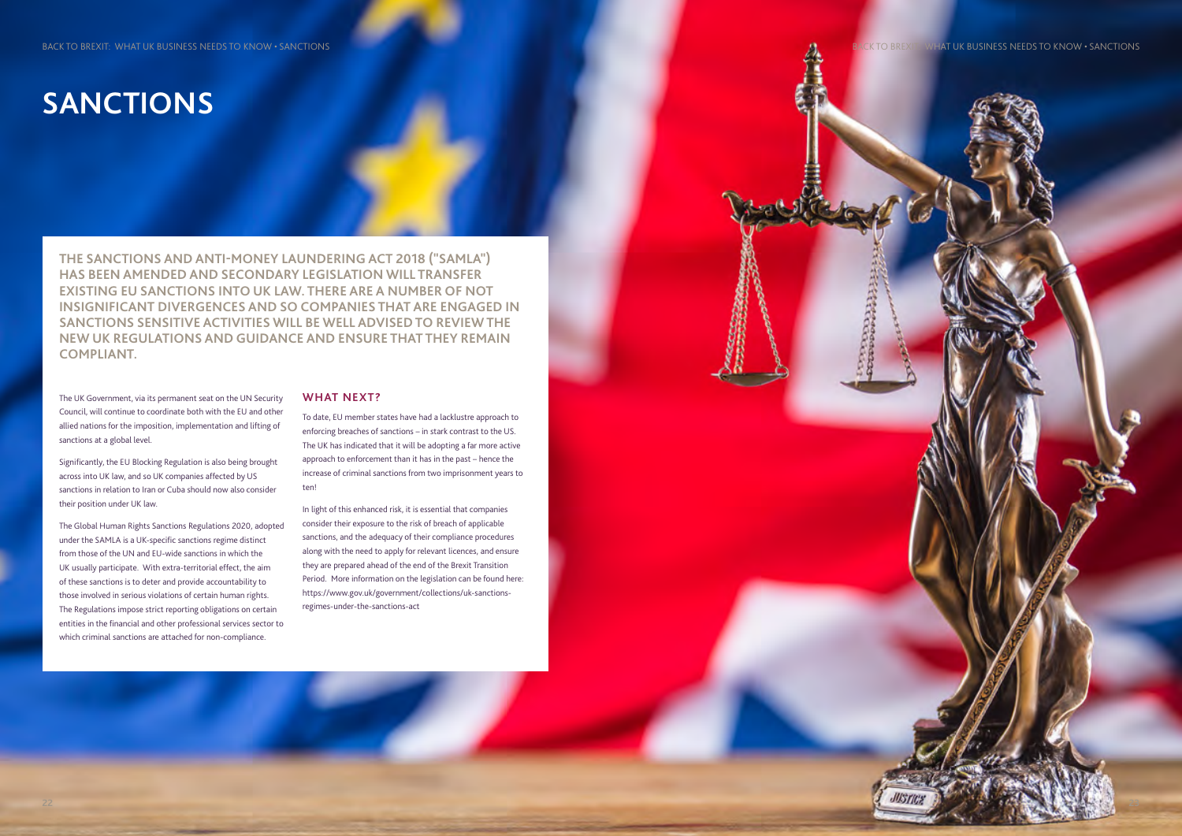# SANCTIONS

**THE SANCTIONS AND ANTI-MONEY LAUNDERING ACT 2018 ("SAMLA") HAS BEEN AMENDED AND SECONDARY LEGISLATION WILL TRANSFER EXISTING EU SANCTIONS INTO UK LAW. THERE ARE A NUMBER OF NOT INSIGNIFICANT DIVERGENCES AND SO COMPANIES THAT ARE ENGAGED IN SANCTIONS SENSITIVE ACTIVITIES WILL BE WELL ADVISED TO REVIEW THE NEW UK REGULATIONS AND GUIDANCE AND ENSURE THAT THEY REMAIN COMPLIANT.**

The UK Government, via its permanent seat on the UN Security Council, will continue to coordinate both with the EU and other allied nations for the imposition, implementation and lifting of sanctions at a global level.

Significantly, the EU Blocking Regulation is also being brought across into UK law, and so UK companies affected by US sanctions in relation to Iran or Cuba should now also consider their position under UK law.

The Global Human Rights Sanctions Regulations 2020, adopted under the SAMLA is a UK-specific sanctions regime distinct from those of the UN and EU-wide sanctions in which the UK usually participate. With extra-territorial effect, the aim of these sanctions is to deter and provide accountability to those involved in serious violations of certain human rights. The Regulations impose strict reporting obligations on certain entities in the financial and other professional services sector to which criminal sanctions are attached for non-compliance.

## WHAT NEXT?

To date, EU member states have had a lacklustre approach to enforcing breaches of sanctions – in stark contrast to the US. The UK has indicated that it will be adopting a far more active approach to enforcement than it has in the past – hence the increase of criminal sanctions from two imprisonment years to ten!

In light of this enhanced risk, it is essential that companies consider their exposure to the risk of breach of applicable sanctions, and the adequacy of their compliance procedures along with the need to apply for relevant licences, and ensure they are prepared ahead of the end of the Brexit Transition Period. More information on the legislation can be found here: https://www.gov.uk/government/collections/uk-sanctions-regimes-under-the-sanctions-act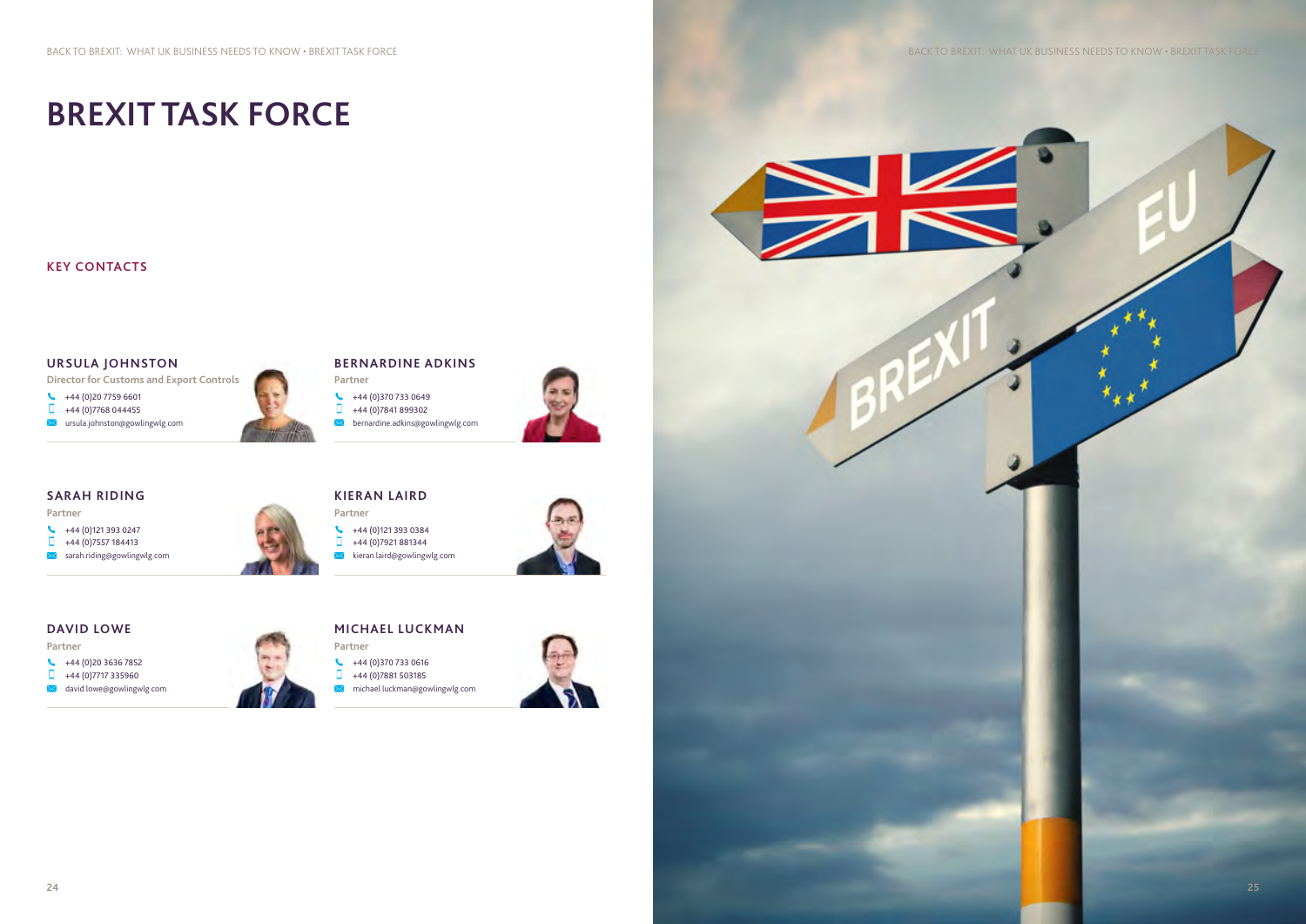# BREXIT TASK FORCE

## KEY CONTACTS

### URSULA JOHNSTON

Director for Customs and Export Controls

+44 (0)20 7759 6601
+44 (0)7768 044455
ursula.johnston@gowlingwlg.com

### BERNARDINE ADKINS

Partner

+44 (0)370 733 0649
+44 (0)7841 899302
bernardine.adkins@gowlingwlg.com

### SARAH RIDING

Partner

+44 (0)121 393 0247
+44 (0)7557 184413
sarah.riding@gowlingwlg.com

### KIERAN LAIRD

Partner

+44 (0)121 393 0384
+44 (0)7921 881344
kieran.laird@gowlingwlg.com

### DAVID LOWE

Partner

+44 (0)20 3636 7852
+44 (0)7717 335960
david.lowe@gowlingwlg.com

### MICHAEL LUCKMAN

Partner

+44 (0)370 733 0616
+44 (0)7881 503185
michael.luckman@gowlingwlg.com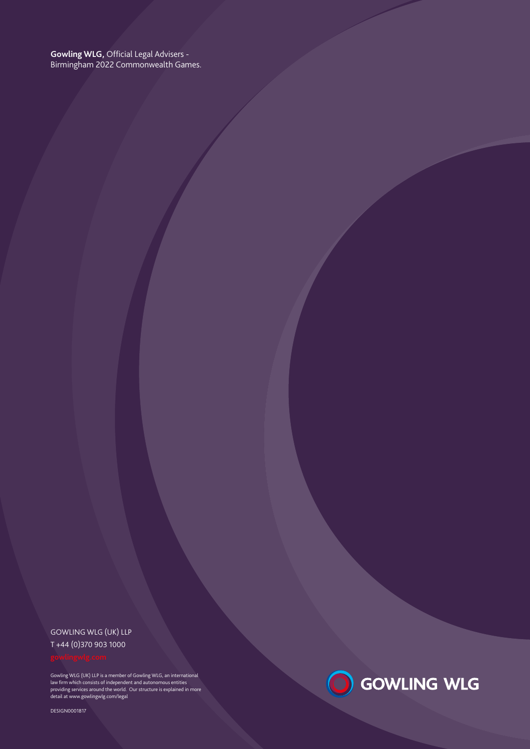**Gowling WLG,** Official Legal Advisers - Birmingham 2022 Commonwealth Games.

GOWLING WLG (UK) LLP
T +44 (0)370 903 1000
gowlingwlg.com

Gowling WLG (UK) LLP is a member of Gowling WLG, an international law firm which consists of independent and autonomous entities providing services around the world. Our structure is explained in more detail at www.gowlingwlg.com/legal

DESIGN0001817

GOWLING WLG